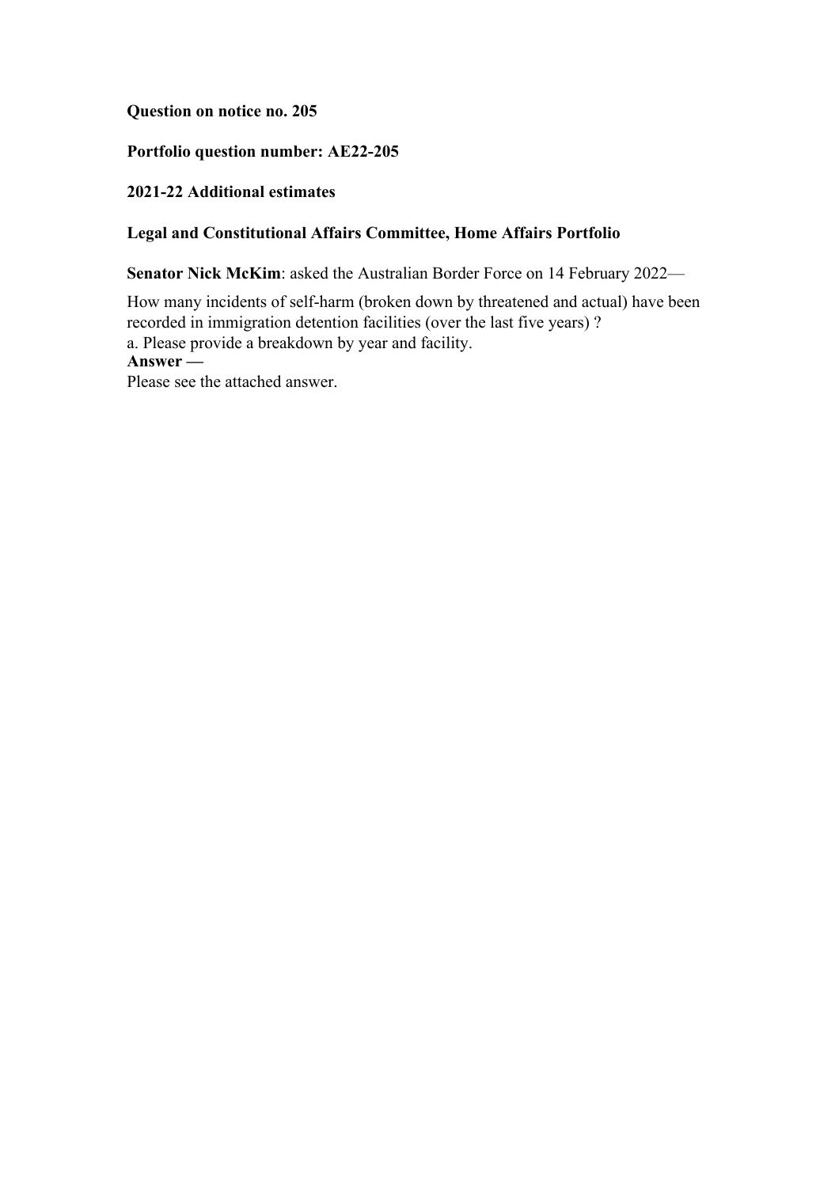**Question on notice no. 205**

**Portfolio question number: AE22-205**

**2021-22 Additional estimates**

**Legal and Constitutional Affairs Committee, Home Affairs Portfolio**

**Senator Nick McKim**: asked the Australian Border Force on 14 February 2022—

How many incidents of self-harm (broken down by threatened and actual) have been recorded in immigration detention facilities (over the last five years) ?
a. Please provide a breakdown by year and facility.

**Answer —**

Please see the attached answer.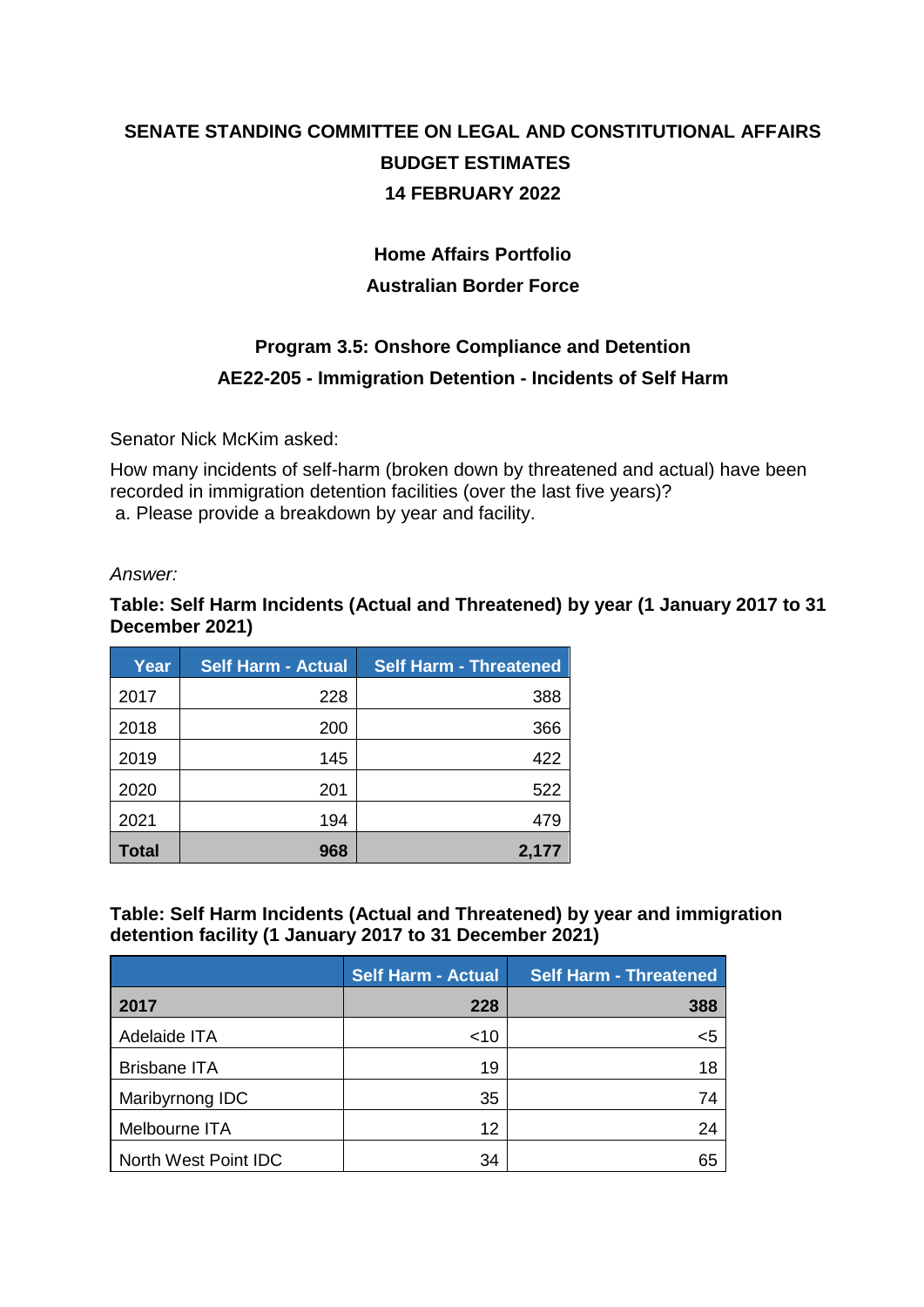**SENATE STANDING COMMITTEE ON LEGAL AND CONSTITUTIONAL AFFAIRS**

**BUDGET ESTIMATES**

**14 FEBRUARY 2022**

**Home Affairs Portfolio**

**Australian Border Force**

**Program 3.5: Onshore Compliance and Detention**

**AE22-205 - Immigration Detention - Incidents of Self Harm**

Senator Nick McKim asked:

How many incidents of self-harm (broken down by threatened and actual) have been recorded in immigration detention facilities (over the last five years)?
a. Please provide a breakdown by year and facility.

*Answer:*

**Table: Self Harm Incidents (Actual and Threatened) by year (1 January 2017 to 31 December 2021)**

| Year | Self Harm - Actual | Self Harm - Threatened |
|---|---|---|
| 2017 | 228 | 388 |
| 2018 | 200 | 366 |
| 2019 | 145 | 422 |
| 2020 | 201 | 522 |
| 2021 | 194 | 479 |
| **Total** | **968** | **2,177** |

**Table: Self Harm Incidents (Actual and Threatened) by year and immigration detention facility (1 January 2017 to 31 December 2021)**

| | Self Harm - Actual | Self Harm - Threatened |
|---|---|---|
| **2017** | **228** | **388** |
| Adelaide ITA | <10 | <5 |
| Brisbane ITA | 19 | 18 |
| Maribyrnong IDC | 35 | 74 |
| Melbourne ITA | 12 | 24 |
| North West Point IDC | 34 | 65 |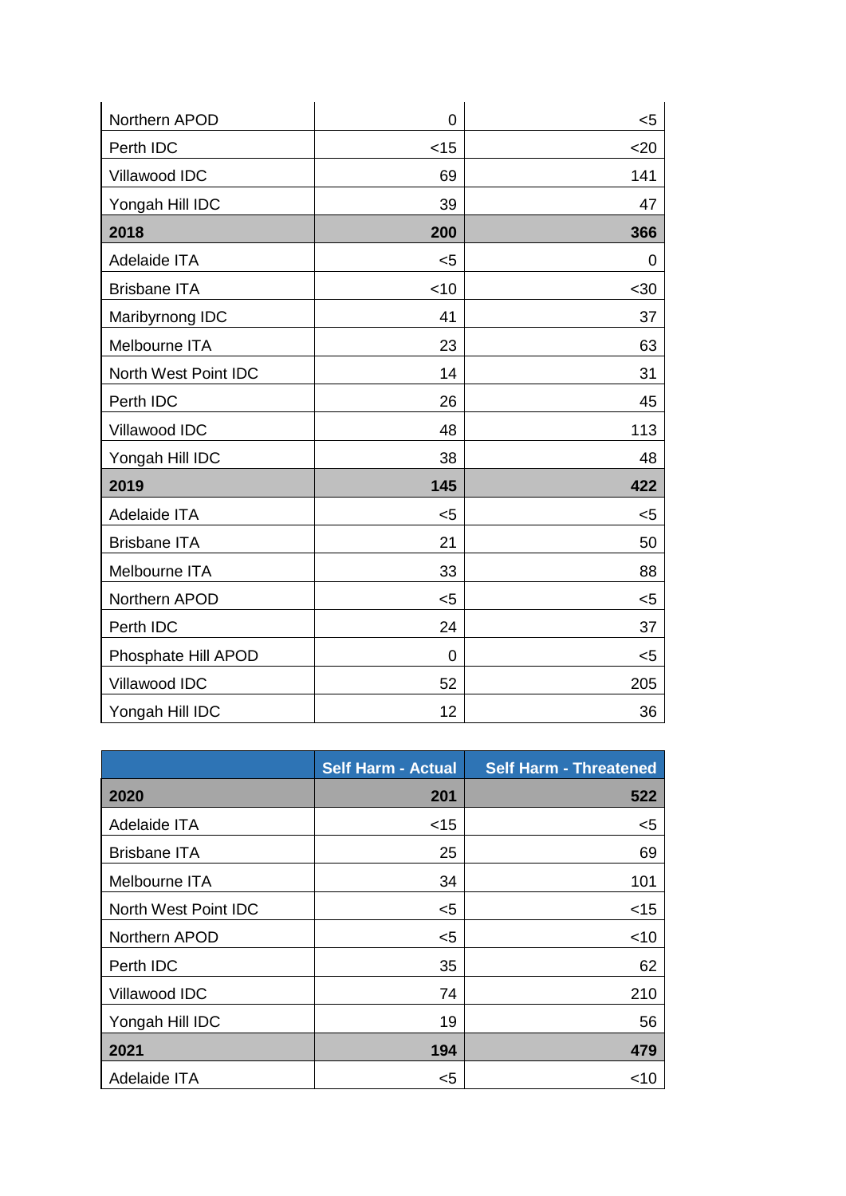| | | |
|---|---|---|
| Northern APOD | 0 | <5 |
| Perth IDC | <15 | <20 |
| Villawood IDC | 69 | 141 |
| Yongah Hill IDC | 39 | 47 |
| **2018** | **200** | **366** |
| Adelaide ITA | <5 | 0 |
| Brisbane ITA | <10 | <30 |
| Maribyrnong IDC | 41 | 37 |
| Melbourne ITA | 23 | 63 |
| North West Point IDC | 14 | 31 |
| Perth IDC | 26 | 45 |
| Villawood IDC | 48 | 113 |
| Yongah Hill IDC | 38 | 48 |
| **2019** | **145** | **422** |
| Adelaide ITA | <5 | <5 |
| Brisbane ITA | 21 | 50 |
| Melbourne ITA | 33 | 88 |
| Northern APOD | <5 | <5 |
| Perth IDC | 24 | 37 |
| Phosphate Hill APOD | 0 | <5 |
| Villawood IDC | 52 | 205 |
| Yongah Hill IDC | 12 | 36 |

| | Self Harm - Actual | Self Harm - Threatened |
|---|---|---|
| **2020** | **201** | **522** |
| Adelaide ITA | <15 | <5 |
| Brisbane ITA | 25 | 69 |
| Melbourne ITA | 34 | 101 |
| North West Point IDC | <5 | <15 |
| Northern APOD | <5 | <10 |
| Perth IDC | 35 | 62 |
| Villawood IDC | 74 | 210 |
| Yongah Hill IDC | 19 | 56 |
| **2021** | **194** | **479** |
| Adelaide ITA | <5 | <10 |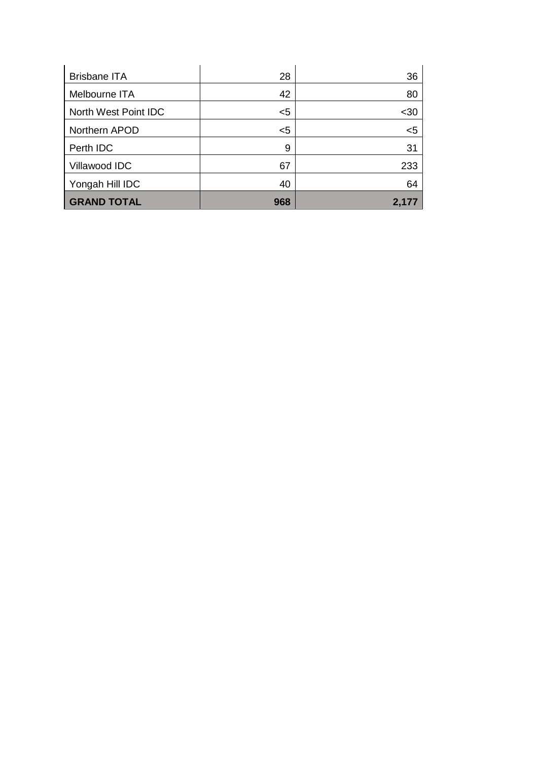| | | |
|---|---|---|
| Brisbane ITA | 28 | 36 |
| Melbourne ITA | 42 | 80 |
| North West Point IDC | <5 | <30 |
| Northern APOD | <5 | <5 |
| Perth IDC | 9 | 31 |
| Villawood IDC | 67 | 233 |
| Yongah Hill IDC | 40 | 64 |
| **GRAND TOTAL** | **968** | **2,177** |